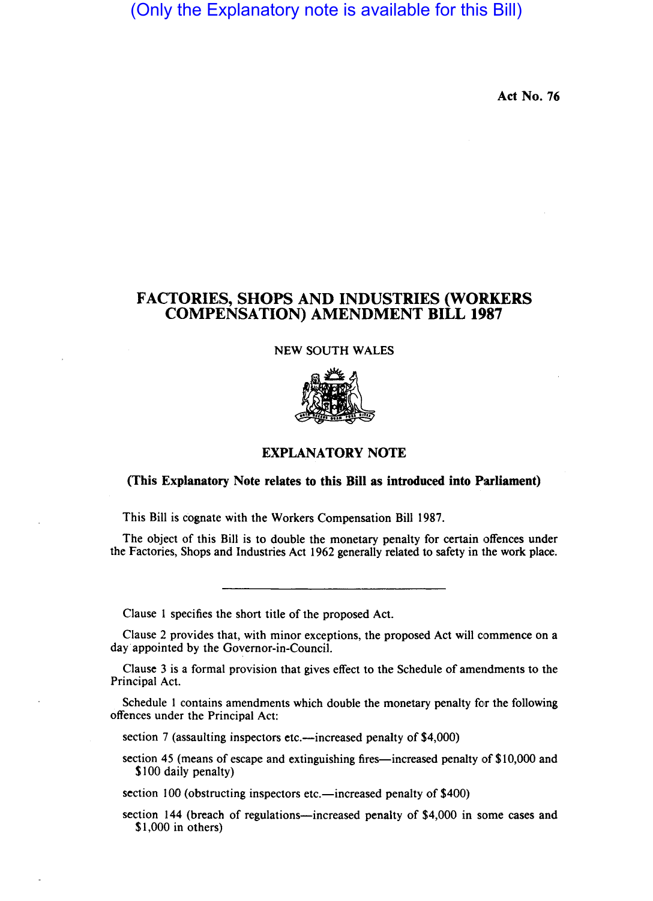(Only the Explanatory note is available for this Bill)

**Act No. 76**

# FACTORIES, SHOPS AND INDUSTRIES (WORKERS COMPENSATION) AMENDMENT BILL 1987

NEW SOUTH WALES

## EXPLANATORY NOTE

**(This Explanatory Note relates to this Bill as introduced into Parliament)**

This Bill is cognate with the Workers Compensation Bill 1987.

The object of this Bill is to double the monetary penalty for certain offences under the Factories, Shops and Industries Act 1962 generally related to safety in the work place.

---

Clause 1 specifies the short title of the proposed Act.

Clause 2 provides that, with minor exceptions, the proposed Act will commence on a day appointed by the Governor-in-Council.

Clause 3 is a formal provision that gives effect to the Schedule of amendments to the Principal Act.

Schedule 1 contains amendments which double the monetary penalty for the following offences under the Principal Act:

section 7 (assaulting inspectors etc.—increased penalty of $4,000)

section 45 (means of escape and extinguishing fires—increased penalty of $10,000 and $100 daily penalty)

section 100 (obstructing inspectors etc.—increased penalty of $400)

section 144 (breach of regulations—increased penalty of $4,000 in some cases and $1,000 in others)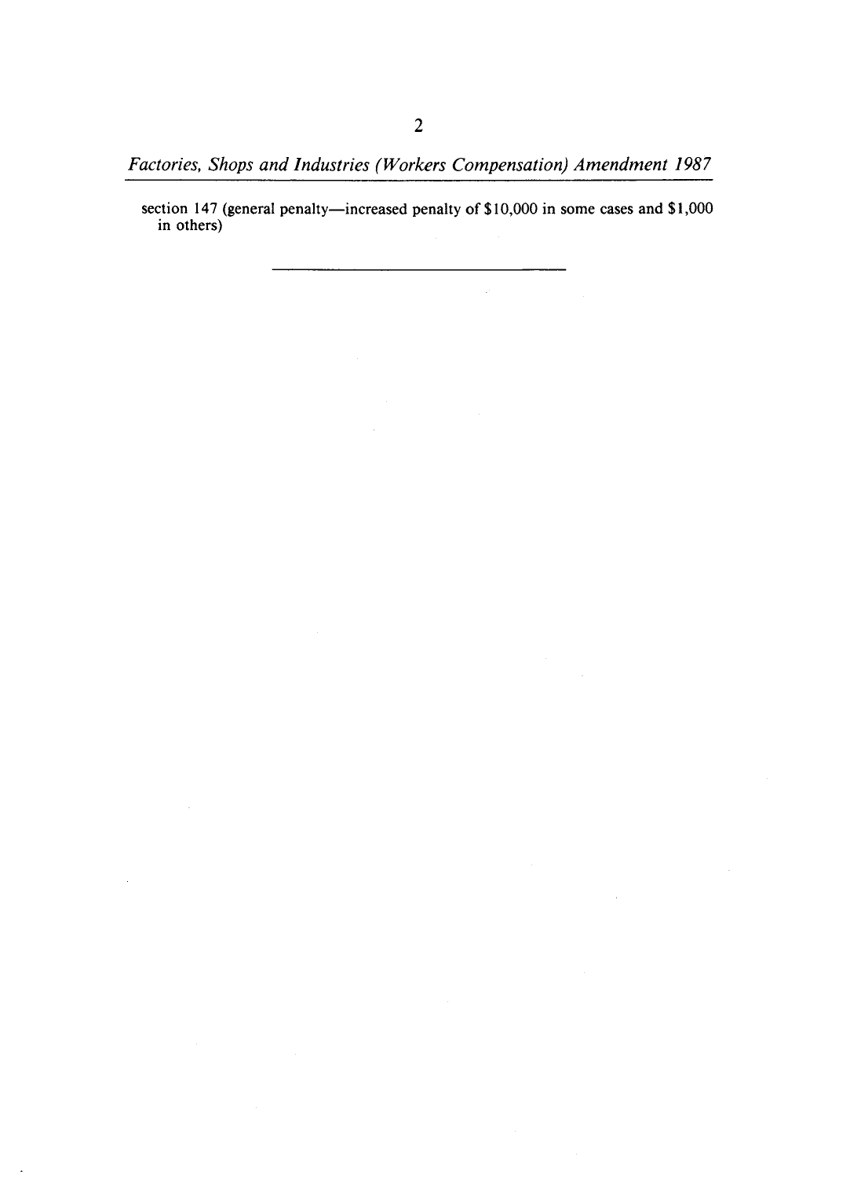section 147 (general penalty—increased penalty of $10,000 in some cases and $1,000 in others)

---